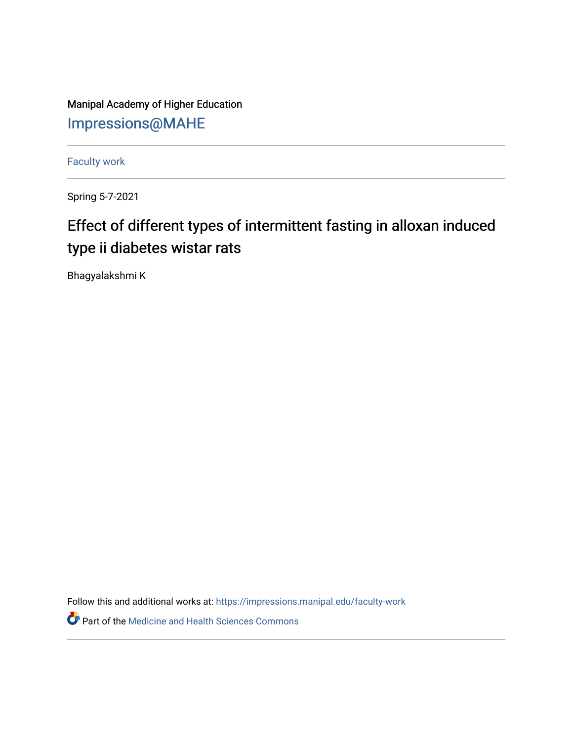Manipal Academy of Higher Education

Impressions@MAHE

---

Faculty work

---

Spring 5-7-2021

# Effect of different types of intermittent fasting in alloxan induced type ii diabetes wistar rats

Bhagyalakshmi K

Follow this and additional works at: https://impressions.manipal.edu/faculty-work

Part of the Medicine and Health Sciences Commons

---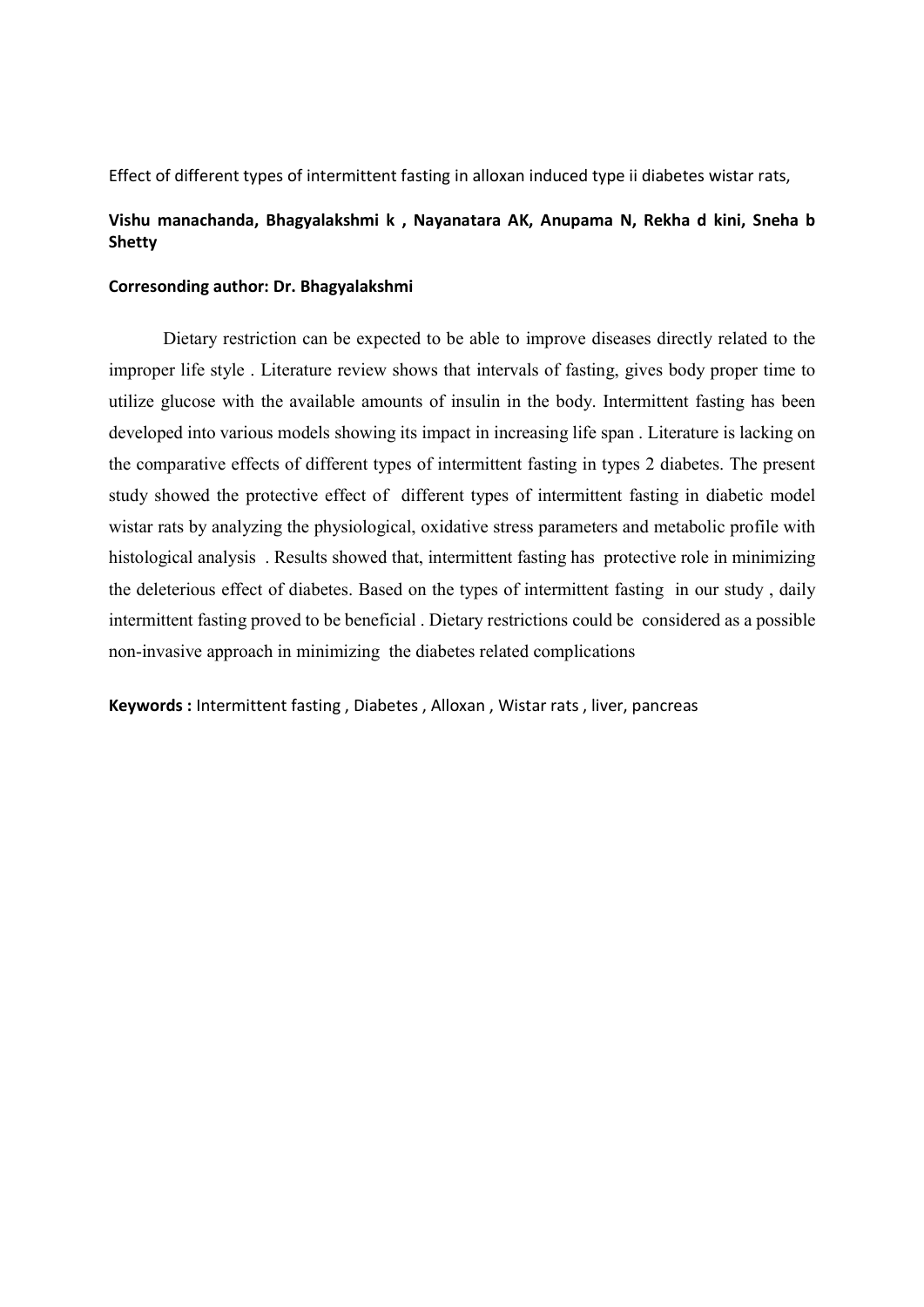Effect of different types of intermittent fasting in alloxan induced type ii diabetes wistar rats,

**Vishu manachanda, Bhagyalakshmi k , Nayanatara AK, Anupama N, Rekha d kini, Sneha b Shetty**

**Corresonding author: Dr. Bhagyalakshmi**

Dietary restriction can be expected to be able to improve diseases directly related to the improper life style . Literature review shows that intervals of fasting, gives body proper time to utilize glucose with the available amounts of insulin in the body. Intermittent fasting has been developed into various models showing its impact in increasing life span . Literature is lacking on the comparative effects of different types of intermittent fasting in types 2 diabetes. The present study showed the protective effect of different types of intermittent fasting in diabetic model wistar rats by analyzing the physiological, oxidative stress parameters and metabolic profile with histological analysis . Results showed that, intermittent fasting has protective role in minimizing the deleterious effect of diabetes. Based on the types of intermittent fasting in our study , daily intermittent fasting proved to be beneficial . Dietary restrictions could be considered as a possible non-invasive approach in minimizing the diabetes related complications

**Keywords :** Intermittent fasting , Diabetes , Alloxan , Wistar rats , liver, pancreas